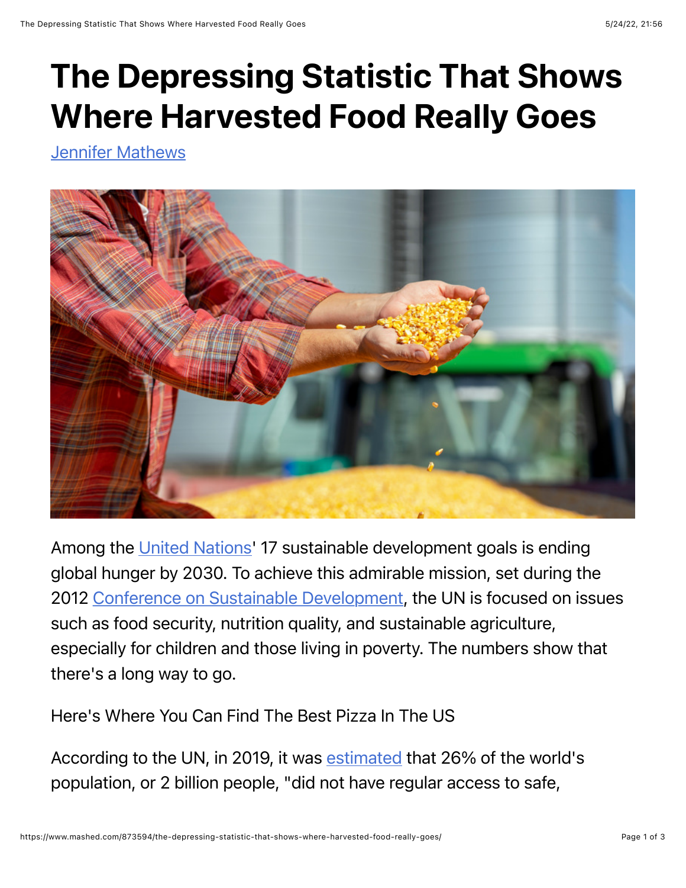# The Depressing Statistic That Shows Where Harvested Food Really Goes

Jennifer Mathews

Among the United Nations' 17 sustainable development goals is ending global hunger by 2030. To achieve this admirable mission, set during the 2012 Conference on Sustainable Development, the UN is focused on issues such as food security, nutrition quality, and sustainable agriculture, especially for children and those living in poverty. The numbers show that there's a long way to go.

Here's Where You Can Find The Best Pizza In The US

According to the UN, in 2019, it was estimated that 26% of the world's population, or 2 billion people, "did not have regular access to safe,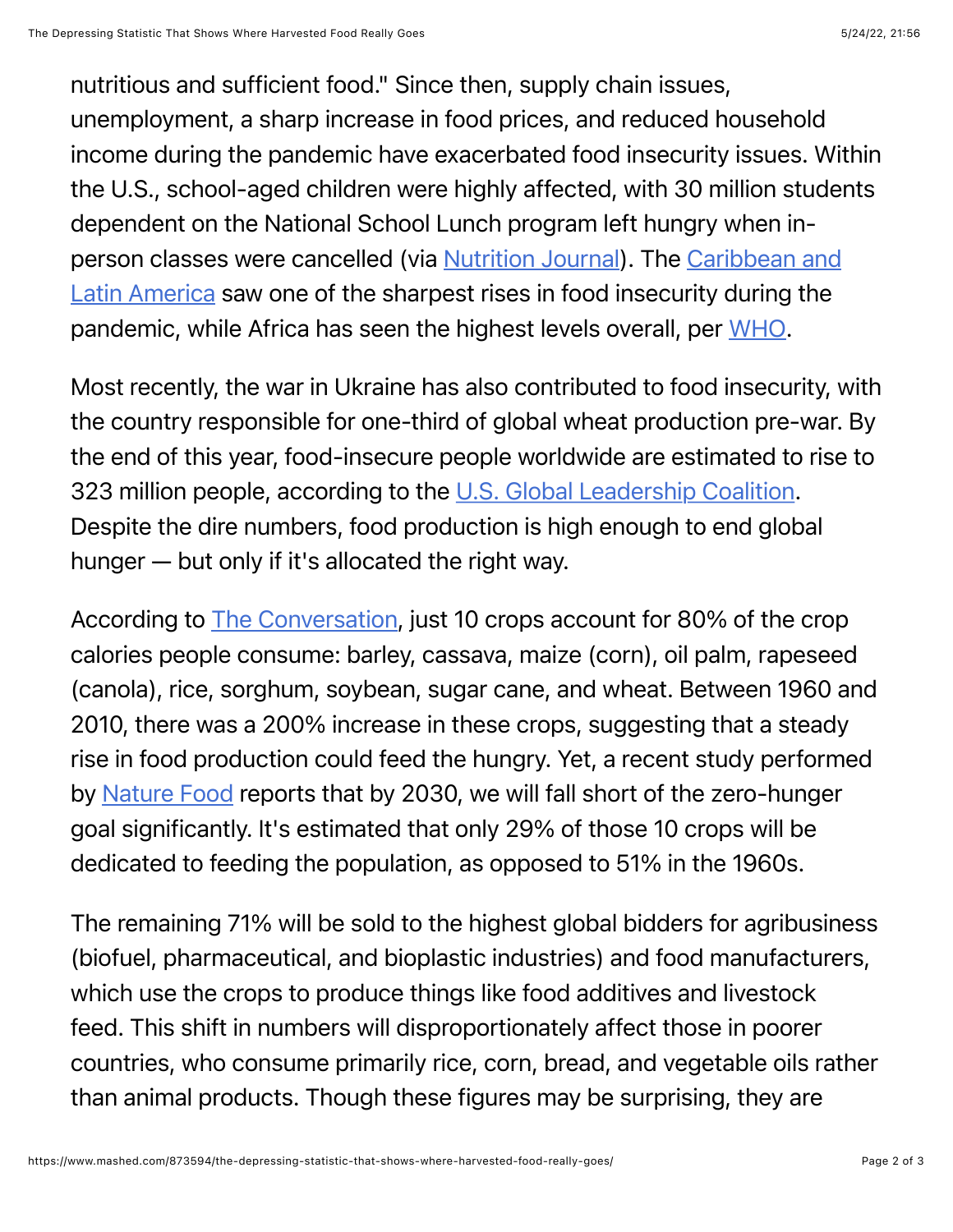nutritious and sufficient food." Since then, supply chain issues, unemployment, a sharp increase in food prices, and reduced household income during the pandemic have exacerbated food insecurity issues. Within the U.S., school-aged children were highly affected, with 30 million students dependent on the National School Lunch program left hungry when in-person classes were cancelled (via Nutrition Journal). The Caribbean and Latin America saw one of the sharpest rises in food insecurity during the pandemic, while Africa has seen the highest levels overall, per WHO.

Most recently, the war in Ukraine has also contributed to food insecurity, with the country responsible for one-third of global wheat production pre-war. By the end of this year, food-insecure people worldwide are estimated to rise to 323 million people, according to the U.S. Global Leadership Coalition. Despite the dire numbers, food production is high enough to end global hunger — but only if it's allocated the right way.

According to The Conversation, just 10 crops account for 80% of the crop calories people consume: barley, cassava, maize (corn), oil palm, rapeseed (canola), rice, sorghum, soybean, sugar cane, and wheat. Between 1960 and 2010, there was a 200% increase in these crops, suggesting that a steady rise in food production could feed the hungry. Yet, a recent study performed by Nature Food reports that by 2030, we will fall short of the zero-hunger goal significantly. It's estimated that only 29% of those 10 crops will be dedicated to feeding the population, as opposed to 51% in the 1960s.

The remaining 71% will be sold to the highest global bidders for agribusiness (biofuel, pharmaceutical, and bioplastic industries) and food manufacturers, which use the crops to produce things like food additives and livestock feed. This shift in numbers will disproportionately affect those in poorer countries, who consume primarily rice, corn, bread, and vegetable oils rather than animal products. Though these figures may be surprising, they are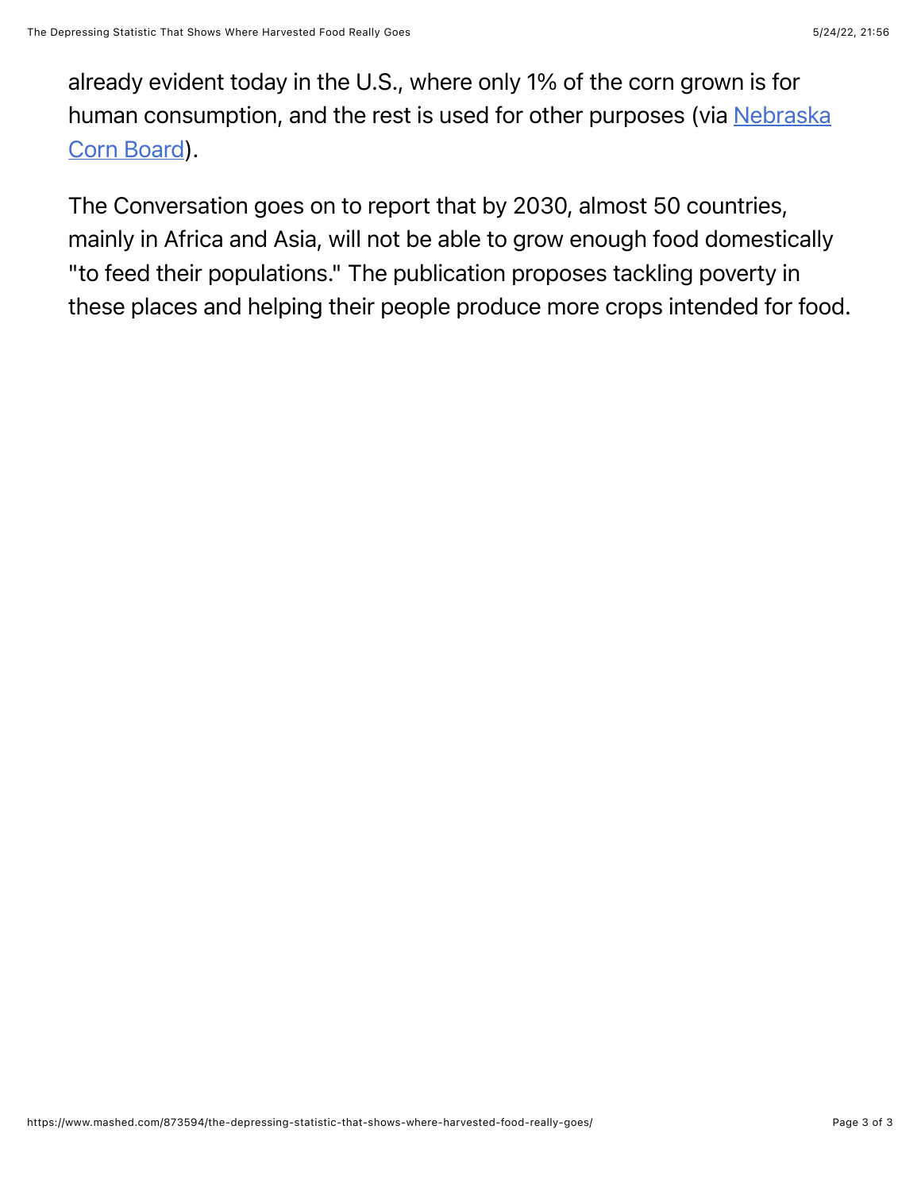already evident today in the U.S., where only 1% of the corn grown is for human consumption, and the rest is used for other purposes (via [Nebraska Corn Board]).

The Conversation goes on to report that by 2030, almost 50 countries, mainly in Africa and Asia, will not be able to grow enough food domestically "to feed their populations." The publication proposes tackling poverty in these places and helping their people produce more crops intended for food.